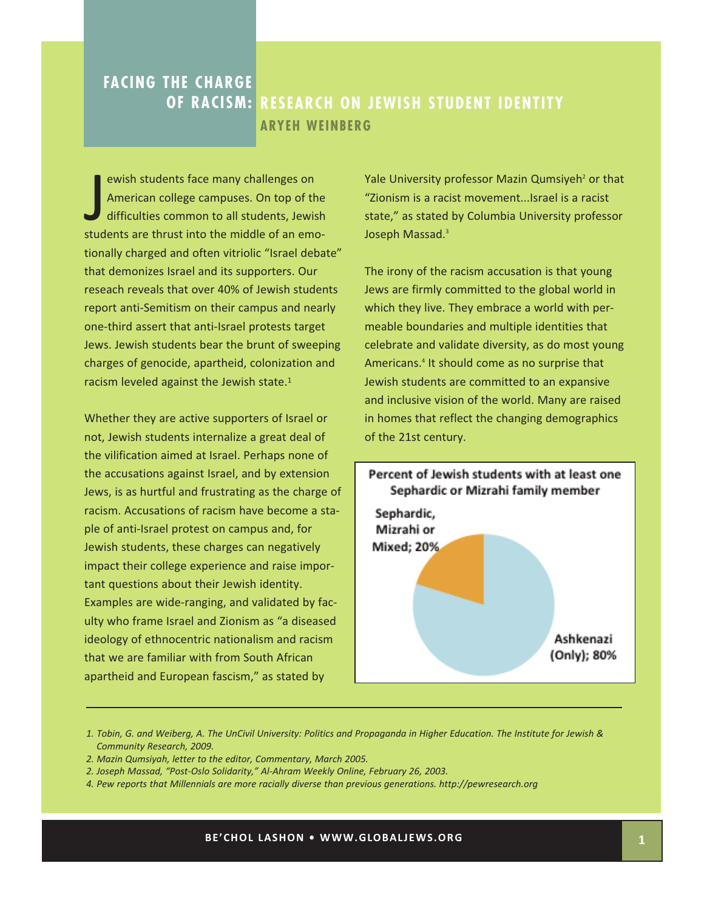# FACING THE CHARGE OF RACISM: RESEARCH ON JEWISH STUDENT IDENTITY

**ARYEH WEINBERG**

Jewish students face many challenges on American college campuses. On top of the difficulties common to all students, Jewish students are thrust into the middle of an emotionally charged and often vitriolic "Israel debate" that demonizes Israel and its supporters. Our reseach reveals that over 40% of Jewish students report anti-Semitism on their campus and nearly one-third assert that anti-Israel protests target Jews. Jewish students bear the brunt of sweeping charges of genocide, apartheid, colonization and racism leveled against the Jewish state.[1]

Whether they are active supporters of Israel or not, Jewish students internalize a great deal of the vilification aimed at Israel. Perhaps none of the accusations against Israel, and by extension Jews, is as hurtful and frustrating as the charge of racism. Accusations of racism have become a staple of anti-Israel protest on campus and, for Jewish students, these charges can negatively impact their college experience and raise important questions about their Jewish identity. Examples are wide-ranging, and validated by faculty who frame Israel and Zionism as "a diseased ideology of ethnocentric nationalism and racism that we are familiar with from South African apartheid and European fascism," as stated by Yale University professor Mazin Qumsiyeh[2] or that "Zionism is a racist movement...Israel is a racist state," as stated by Columbia University professor Joseph Massad.[3]

The irony of the racism accusation is that young Jews are firmly committed to the global world in which they live. They embrace a world with permeable boundaries and multiple identities that celebrate and validate diversity, as do most young Americans.[4] It should come as no surprise that Jewish students are committed to an expansive and inclusive vision of the world. Many are raised in homes that reflect the changing demographics of the 21st century.

**Percent of Jewish students with at least one Sephardic or Mizrahi family member**

| Category | Percent |
|---|---|
| Sephardic, Mizrahi or Mixed | 20% |
| Ashkenazi (Only) | 80% |

---

1. *Tobin, G. and Weiberg, A. The UnCivil University: Politics and Propaganda in Higher Education. The Institute for Jewish & Community Research, 2009.*
2. *Mazin Qumsiyah, letter to the editor, Commentary, March 2005.*
2. *Joseph Massad, "Post-Oslo Solidarity," Al-Ahram Weekly Online, February 26, 2003.*
4. *Pew reports that Millennials are more racially diverse than previous generations. http://pewresearch.org*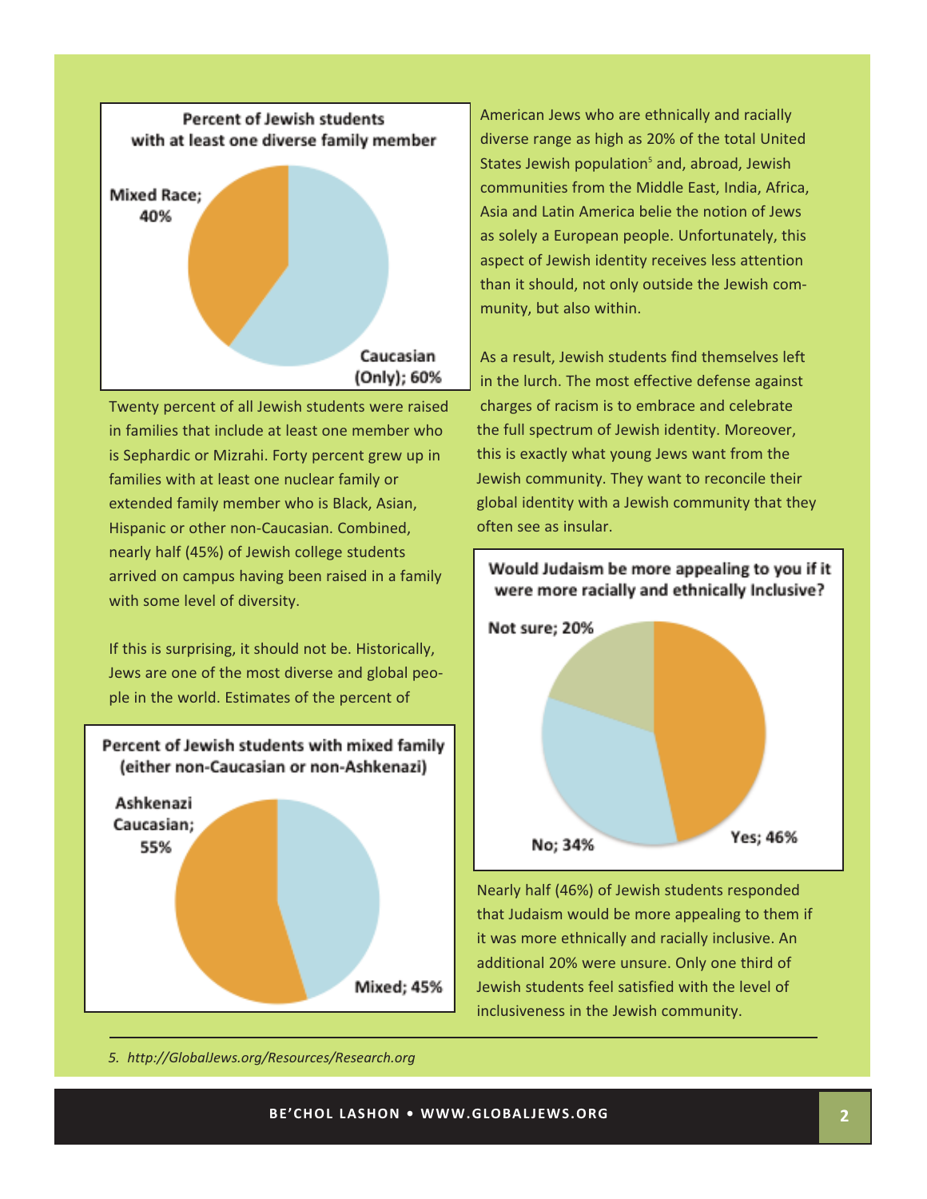**Percent of Jewish students with at least one diverse family member**

Mixed Race; 40%

Caucasian (Only); 60%

Twenty percent of all Jewish students were raised in families that include at least one member who is Sephardic or Mizrahi. Forty percent grew up in families with at least one nuclear family or extended family member who is Black, Asian, Hispanic or other non-Caucasian. Combined, nearly half (45%) of Jewish college students arrived on campus having been raised in a family with some level of diversity.

If this is surprising, it should not be. Historically, Jews are one of the most diverse and global people in the world. Estimates of the percent of American Jews who are ethnically and racially diverse range as high as 20% of the total United States Jewish population[5] and, abroad, Jewish communities from the Middle East, India, Africa, Asia and Latin America belie the notion of Jews as solely a European people. Unfortunately, this aspect of Jewish identity receives less attention than it should, not only outside the Jewish community, but also within.

**Percent of Jewish students with mixed family (either non-Caucasian or non-Ashkenazi)**

Ashkenazi Caucasian; 55%

Mixed; 45%

As a result, Jewish students find themselves left in the lurch. The most effective defense against charges of racism is to embrace and celebrate the full spectrum of Jewish identity. Moreover, this is exactly what young Jews want from the Jewish community. They want to reconcile their global identity with a Jewish community that they often see as insular.

**Would Judaism be more appealing to you if it were more racially and ethnically Inclusive?**

Not sure; 20%

No; 34%

Yes; 46%

Nearly half (46%) of Jewish students responded that Judaism would be more appealing to them if it was more ethnically and racially inclusive. An additional 20% were unsure. Only one third of Jewish students feel satisfied with the level of inclusiveness in the Jewish community.

---

*5. http://GlobalJews.org/Resources/Research.org*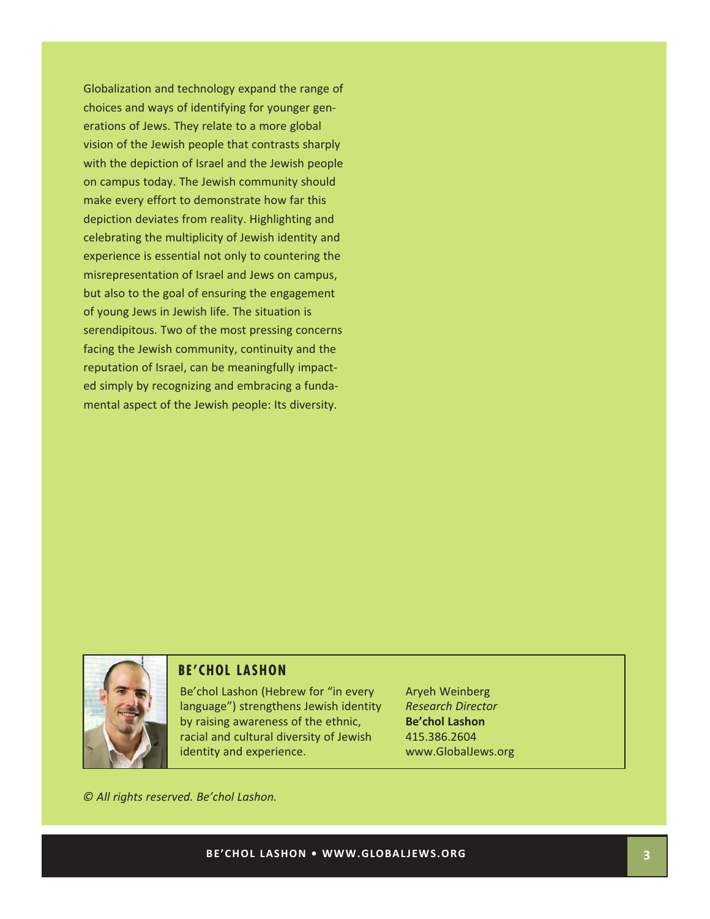Globalization and technology expand the range of choices and ways of identifying for younger generations of Jews. They relate to a more global vision of the Jewish people that contrasts sharply with the depiction of Israel and the Jewish people on campus today. The Jewish community should make every effort to demonstrate how far this depiction deviates from reality. Highlighting and celebrating the multiplicity of Jewish identity and experience is essential not only to countering the misrepresentation of Israel and Jews on campus, but also to the goal of ensuring the engagement of young Jews in Jewish life. The situation is serendipitous. Two of the most pressing concerns facing the Jewish community, continuity and the reputation of Israel, can be meaningfully impacted simply by recognizing and embracing a fundamental aspect of the Jewish people: Its diversity.

## BE'CHOL LASHON

Be'chol Lashon (Hebrew for "in every language") strengthens Jewish identity by raising awareness of the ethnic, racial and cultural diversity of Jewish identity and experience.

Aryeh Weinberg
*Research Director*
**Be'chol Lashon**
415.386.2604
www.GlobalJews.org

*© All rights reserved. Be'chol Lashon.*